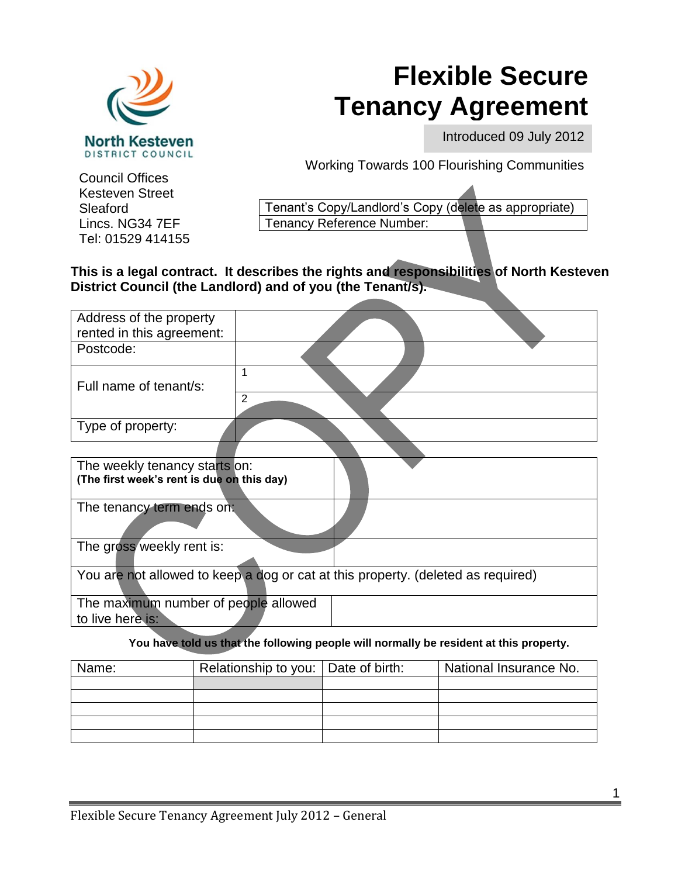North Kesteven
DISTRICT COUNCIL

Council Offices
Kesteven Street
Sleaford
Lincs. NG34 7EF
Tel: 01529 414155

# Flexible Secure Tenancy Agreement

Introduced 09 July 2012

Working Towards 100 Flourishing Communities

| |
|---|
| Tenant's Copy/Landlord's Copy (delete as appropriate) |
| Tenancy Reference Number: |

**This is a legal contract. It describes the rights and responsibilities of North Kesteven District Council (the Landlord) and of you (the Tenant/s).**

| | |
|---|---|
| Address of the property rented in this agreement: | |
| Postcode: | |
| Full name of tenant/s: | 1 |
| | 2 |
| Type of property: | |

| | |
|---|---|
| The weekly tenancy starts on: **(The first week's rent is due on this day)** | |
| The tenancy term ends on: | |
| The gross weekly rent is: | |
| You are not allowed to keep a dog or cat at this property. (deleted as required) | |
| The maximum number of people allowed to live here is: | |

**You have told us that the following people will normally be resident at this property.**

| Name: | Relationship to you: | Date of birth: | National Insurance No. |
|---|---|---|---|
| | | | |
| | | | |
| | | | |
| | | | |
| | | | |

COPY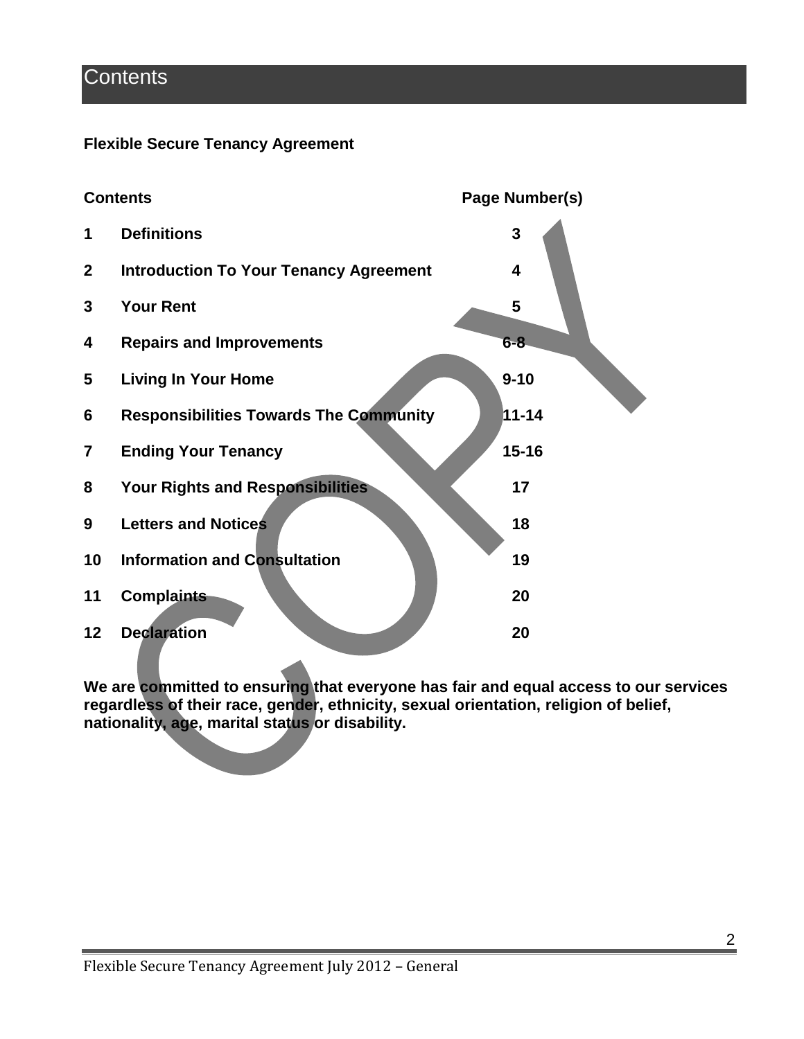# Contents

**Flexible Secure Tenancy Agreement**

| | Contents | Page Number(s) |
|---|---|---|
| 1 | **Definitions** | **3** |
| 2 | **Introduction To Your Tenancy Agreement** | **4** |
| 3 | **Your Rent** | **5** |
| 4 | **Repairs and Improvements** | **6-8** |
| 5 | **Living In Your Home** | **9-10** |
| 6 | **Responsibilities Towards The Community** | **11-14** |
| 7 | **Ending Your Tenancy** | **15-16** |
| 8 | **Your Rights and Responsibilities** | **17** |
| 9 | **Letters and Notices** | **18** |
| 10 | **Information and Consultation** | **19** |
| 11 | **Complaints** | **20** |
| 12 | **Declaration** | **20** |

**We are committed to ensuring that everyone has fair and equal access to our services regardless of their race, gender, ethnicity, sexual orientation, religion of belief, nationality, age, marital status or disability.**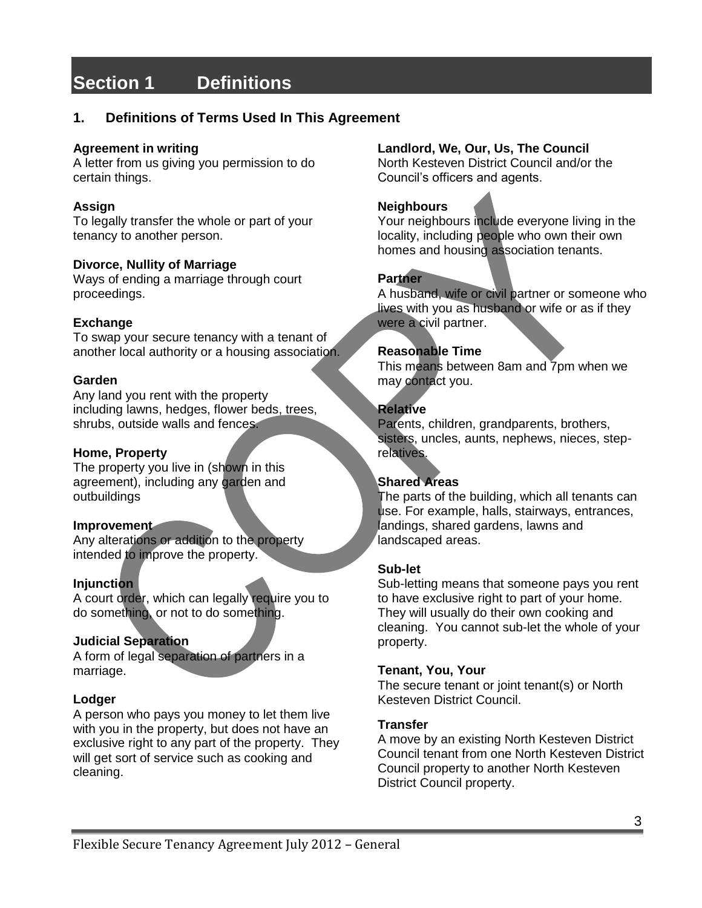# Section 1 Definitions

## 1. Definitions of Terms Used In This Agreement

**Agreement in writing**
A letter from us giving you permission to do certain things.

**Assign**
To legally transfer the whole or part of your tenancy to another person.

**Divorce, Nullity of Marriage**
Ways of ending a marriage through court proceedings.

**Exchange**
To swap your secure tenancy with a tenant of another local authority or a housing association.

**Garden**
Any land you rent with the property including lawns, hedges, flower beds, trees, shrubs, outside walls and fences.

**Home, Property**
The property you live in (shown in this agreement), including any garden and outbuildings

**Improvement**
Any alterations or addition to the property intended to improve the property.

**Injunction**
A court order, which can legally require you to do something, or not to do something.

**Judicial Separation**
A form of legal separation of partners in a marriage.

**Lodger**
A person who pays you money to let them live with you in the property, but does not have an exclusive right to any part of the property. They will get sort of service such as cooking and cleaning.

**Landlord, We, Our, Us, The Council**
North Kesteven District Council and/or the Council's officers and agents.

**Neighbours**
Your neighbours include everyone living in the locality, including people who own their own homes and housing association tenants.

**Partner**
A husband, wife or civil partner or someone who lives with you as husband or wife or as if they were a civil partner.

**Reasonable Time**
This means between 8am and 7pm when we may contact you.

**Relative**
Parents, children, grandparents, brothers, sisters, uncles, aunts, nephews, nieces, step-relatives.

**Shared Areas**
The parts of the building, which all tenants can use. For example, halls, stairways, entrances, landings, shared gardens, lawns and landscaped areas.

**Sub-let**
Sub-letting means that someone pays you rent to have exclusive right to part of your home. They will usually do their own cooking and cleaning. You cannot sub-let the whole of your property.

**Tenant, You, Your**
The secure tenant or joint tenant(s) or North Kesteven District Council.

**Transfer**
A move by an existing North Kesteven District Council tenant from one North Kesteven District Council property to another North Kesteven District Council property.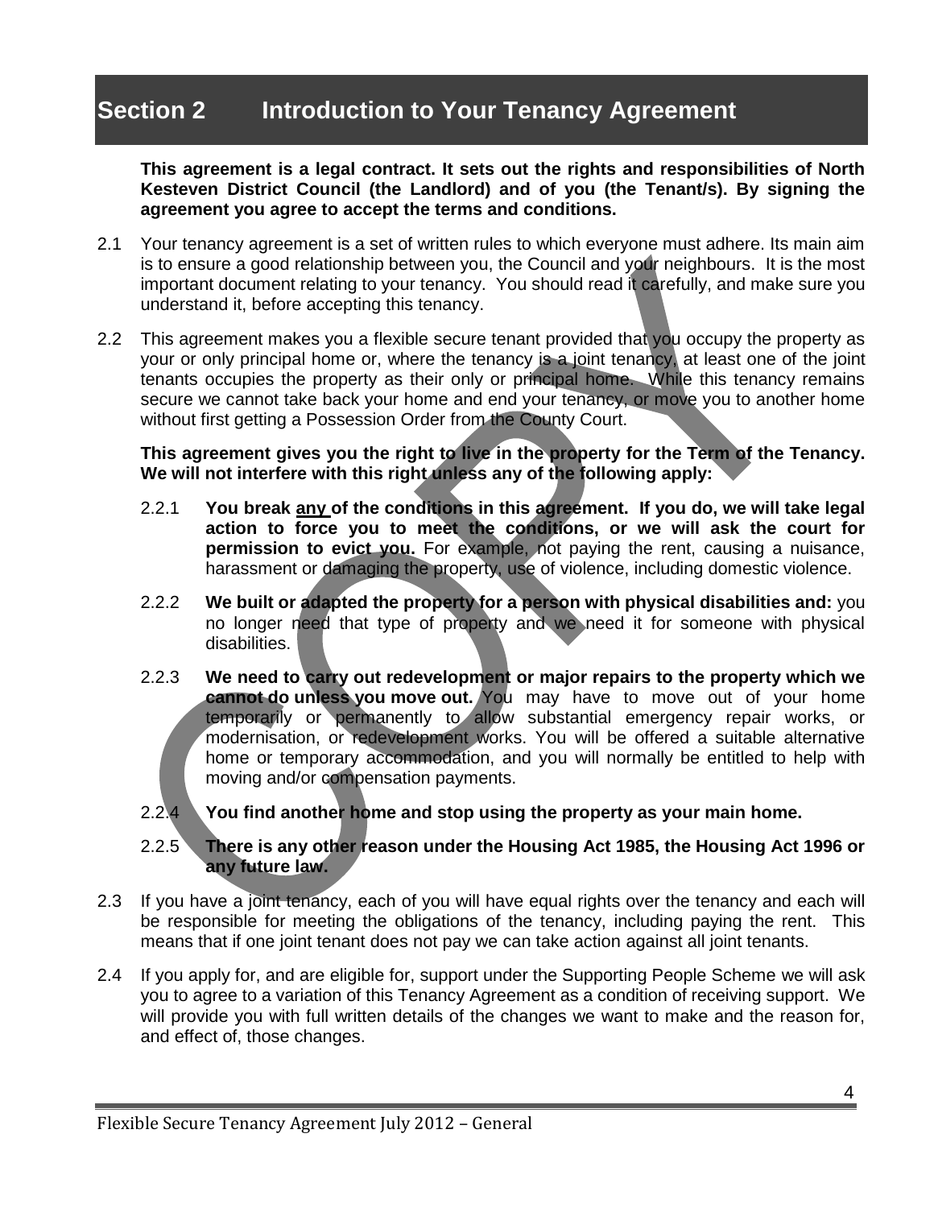# Section 2 Introduction to Your Tenancy Agreement

**This agreement is a legal contract. It sets out the rights and responsibilities of North Kesteven District Council (the Landlord) and of you (the Tenant/s). By signing the agreement you agree to accept the terms and conditions.**

2.1 Your tenancy agreement is a set of written rules to which everyone must adhere. Its main aim is to ensure a good relationship between you, the Council and your neighbours. It is the most important document relating to your tenancy. You should read it carefully, and make sure you understand it, before accepting this tenancy.

2.2 This agreement makes you a flexible secure tenant provided that you occupy the property as your or only principal home or, where the tenancy is a joint tenancy, at least one of the joint tenants occupies the property as their only or principal home. While this tenancy remains secure we cannot take back your home and end your tenancy, or move you to another home without first getting a Possession Order from the County Court.

**This agreement gives you the right to live in the property for the Term of the Tenancy. We will not interfere with this right unless any of the following apply:**

2.2.1 **You break <u>any</u> of the conditions in this agreement. If you do, we will take legal action to force you to meet the conditions, or we will ask the court for permission to evict you.** For example, not paying the rent, causing a nuisance, harassment or damaging the property, use of violence, including domestic violence.

2.2.2 **We built or adapted the property for a person with physical disabilities and:** you no longer need that type of property and we need it for someone with physical disabilities.

2.2.3 **We need to carry out redevelopment or major repairs to the property which we cannot do unless you move out.** You may have to move out of your home temporarily or permanently to allow substantial emergency repair works, or modernisation, or redevelopment works. You will be offered a suitable alternative home or temporary accommodation, and you will normally be entitled to help with moving and/or compensation payments.

2.2.4 **You find another home and stop using the property as your main home.**

2.2.5 **There is any other reason under the Housing Act 1985, the Housing Act 1996 or any future law.**

2.3 If you have a joint tenancy, each of you will have equal rights over the tenancy and each will be responsible for meeting the obligations of the tenancy, including paying the rent. This means that if one joint tenant does not pay we can take action against all joint tenants.

2.4 If you apply for, and are eligible for, support under the Supporting People Scheme we will ask you to agree to a variation of this Tenancy Agreement as a condition of receiving support. We will provide you with full written details of the changes we want to make and the reason for, and effect of, those changes.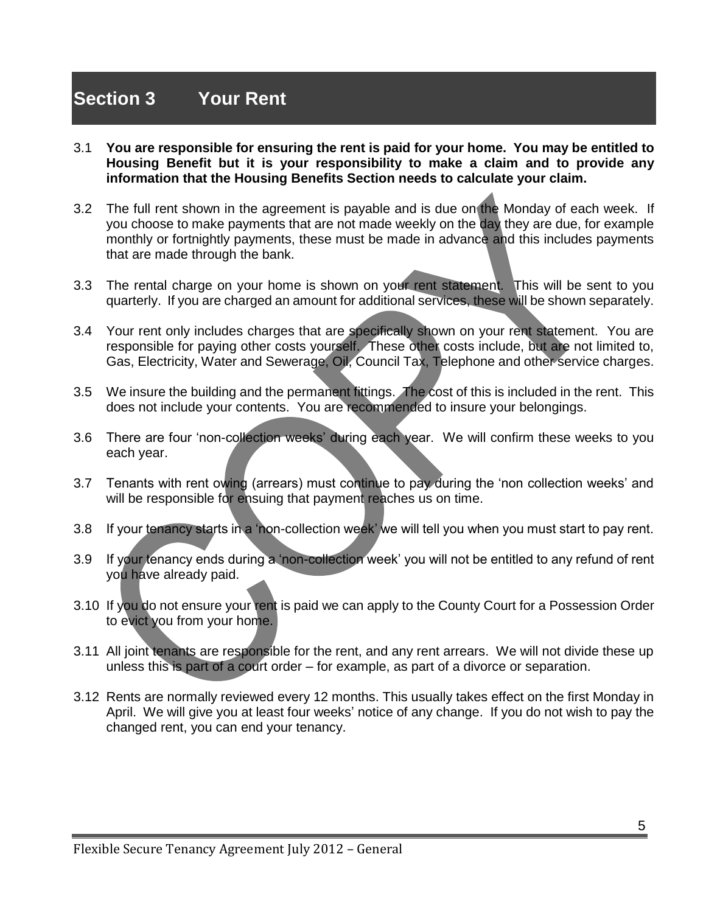# Section 3 Your Rent

3.1 **You are responsible for ensuring the rent is paid for your home. You may be entitled to Housing Benefit but it is your responsibility to make a claim and to provide any information that the Housing Benefits Section needs to calculate your claim.**

3.2 The full rent shown in the agreement is payable and is due on the Monday of each week. If you choose to make payments that are not made weekly on the day they are due, for example monthly or fortnightly payments, these must be made in advance and this includes payments that are made through the bank.

3.3 The rental charge on your home is shown on your rent statement. This will be sent to you quarterly. If you are charged an amount for additional services, these will be shown separately.

3.4 Your rent only includes charges that are specifically shown on your rent statement. You are responsible for paying other costs yourself. These other costs include, but are not limited to, Gas, Electricity, Water and Sewerage, Oil, Council Tax, Telephone and other service charges.

3.5 We insure the building and the permanent fittings. The cost of this is included in the rent. This does not include your contents. You are recommended to insure your belongings.

3.6 There are four 'non-collection weeks' during each year. We will confirm these weeks to you each year.

3.7 Tenants with rent owing (arrears) must continue to pay during the 'non collection weeks' and will be responsible for ensuing that payment reaches us on time.

3.8 If your tenancy starts in a 'non-collection week' we will tell you when you must start to pay rent.

3.9 If your tenancy ends during a 'non-collection week' you will not be entitled to any refund of rent you have already paid.

3.10 If you do not ensure your rent is paid we can apply to the County Court for a Possession Order to evict you from your home.

3.11 All joint tenants are responsible for the rent, and any rent arrears. We will not divide these up unless this is part of a court order – for example, as part of a divorce or separation.

3.12 Rents are normally reviewed every 12 months. This usually takes effect on the first Monday in April. We will give you at least four weeks' notice of any change. If you do not wish to pay the changed rent, you can end your tenancy.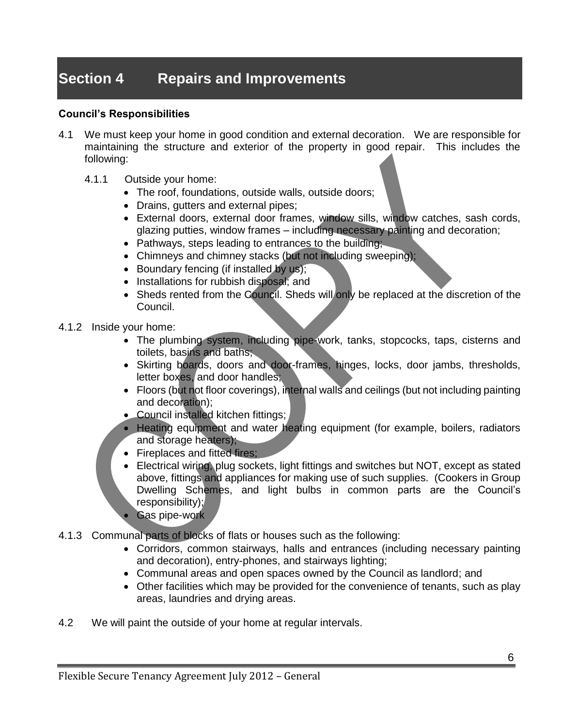# Section 4 Repairs and Improvements

**Council's Responsibilities**

4.1 We must keep your home in good condition and external decoration. We are responsible for maintaining the structure and exterior of the property in good repair. This includes the following:

4.1.1 Outside your home:

- The roof, foundations, outside walls, outside doors;
- Drains, gutters and external pipes;
- External doors, external door frames, window sills, window catches, sash cords, glazing putties, window frames – including necessary painting and decoration;
- Pathways, steps leading to entrances to the building;
- Chimneys and chimney stacks (but not including sweeping);
- Boundary fencing (if installed by us);
- Installations for rubbish disposal; and
- Sheds rented from the Council. Sheds will only be replaced at the discretion of the Council.

4.1.2 Inside your home:

- The plumbing system, including pipe-work, tanks, stopcocks, taps, cisterns and toilets, basins and baths;
- Skirting boards, doors and door-frames, hinges, locks, door jambs, thresholds, letter boxes, and door handles;
- Floors (but not floor coverings), internal walls and ceilings (but not including painting and decoration);
- Council installed kitchen fittings;
- Heating equipment and water heating equipment (for example, boilers, radiators and storage heaters);
- Fireplaces and fitted fires;
- Electrical wiring, plug sockets, light fittings and switches but NOT, except as stated above, fittings and appliances for making use of such supplies. (Cookers in Group Dwelling Schemes, and light bulbs in common parts are the Council's responsibility);
- Gas pipe-work

4.1.3 Communal parts of blocks of flats or houses such as the following:

- Corridors, common stairways, halls and entrances (including necessary painting and decoration), entry-phones, and stairways lighting;
- Communal areas and open spaces owned by the Council as landlord; and
- Other facilities which may be provided for the convenience of tenants, such as play areas, laundries and drying areas.

4.2 We will paint the outside of your home at regular intervals.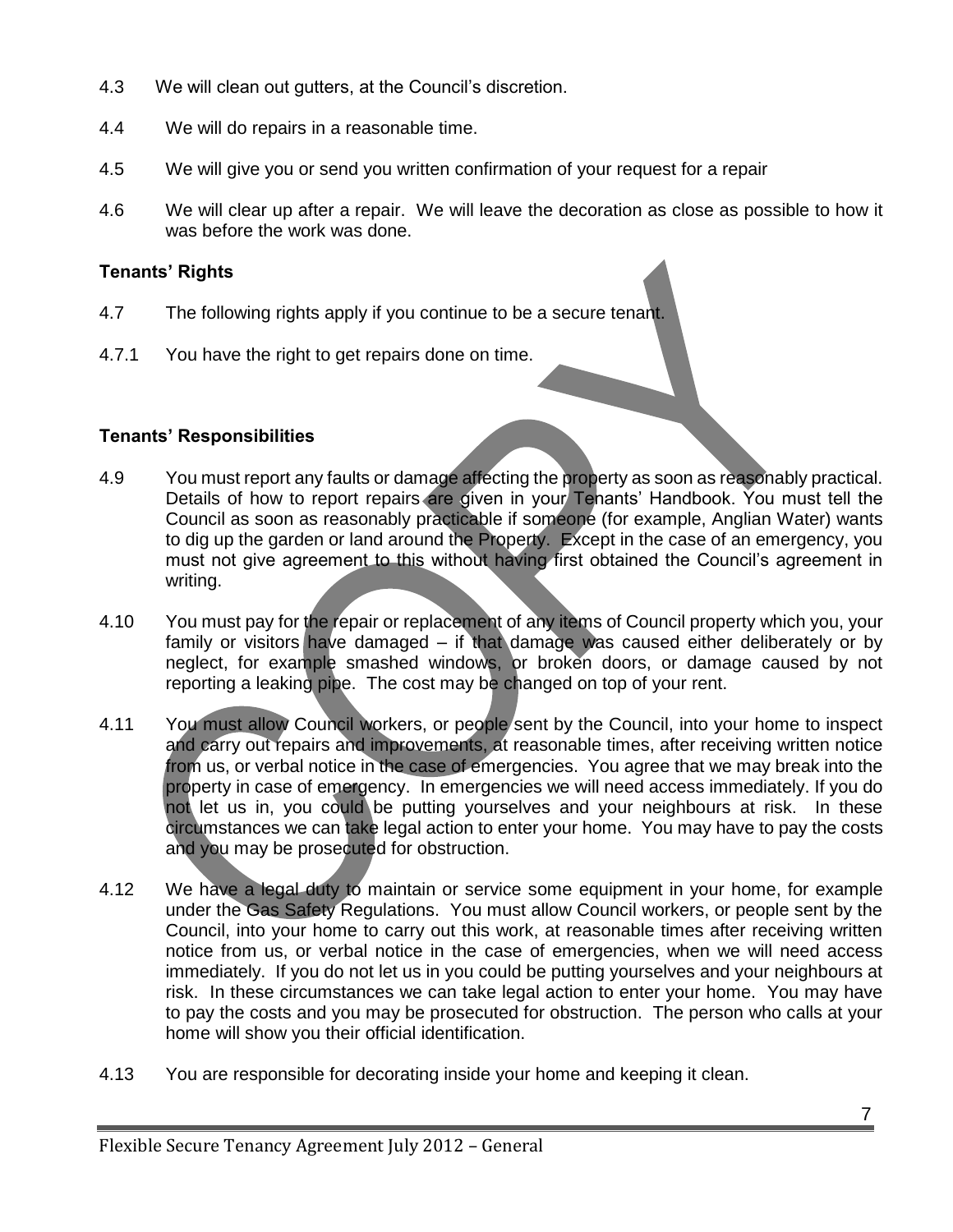4.3 We will clean out gutters, at the Council's discretion.

4.4 We will do repairs in a reasonable time.

4.5 We will give you or send you written confirmation of your request for a repair

4.6 We will clear up after a repair. We will leave the decoration as close as possible to how it was before the work was done.

**Tenants' Rights**

4.7 The following rights apply if you continue to be a secure tenant.

4.7.1 You have the right to get repairs done on time.

**Tenants' Responsibilities**

4.9 You must report any faults or damage affecting the property as soon as reasonably practical. Details of how to report repairs are given in your Tenants' Handbook. You must tell the Council as soon as reasonably practicable if someone (for example, Anglian Water) wants to dig up the garden or land around the Property. Except in the case of an emergency, you must not give agreement to this without having first obtained the Council's agreement in writing.

4.10 You must pay for the repair or replacement of any items of Council property which you, your family or visitors have damaged – if that damage was caused either deliberately or by neglect, for example smashed windows, or broken doors, or damage caused by not reporting a leaking pipe. The cost may be changed on top of your rent.

4.11 You must allow Council workers, or people sent by the Council, into your home to inspect and carry out repairs and improvements, at reasonable times, after receiving written notice from us, or verbal notice in the case of emergencies. You agree that we may break into the property in case of emergency. In emergencies we will need access immediately. If you do not let us in, you could be putting yourselves and your neighbours at risk. In these circumstances we can take legal action to enter your home. You may have to pay the costs and you may be prosecuted for obstruction.

4.12 We have a legal duty to maintain or service some equipment in your home, for example under the Gas Safety Regulations. You must allow Council workers, or people sent by the Council, into your home to carry out this work, at reasonable times after receiving written notice from us, or verbal notice in the case of emergencies, when we will need access immediately. If you do not let us in you could be putting yourselves and your neighbours at risk. In these circumstances we can take legal action to enter your home. You may have to pay the costs and you may be prosecuted for obstruction. The person who calls at your home will show you their official identification.

4.13 You are responsible for decorating inside your home and keeping it clean.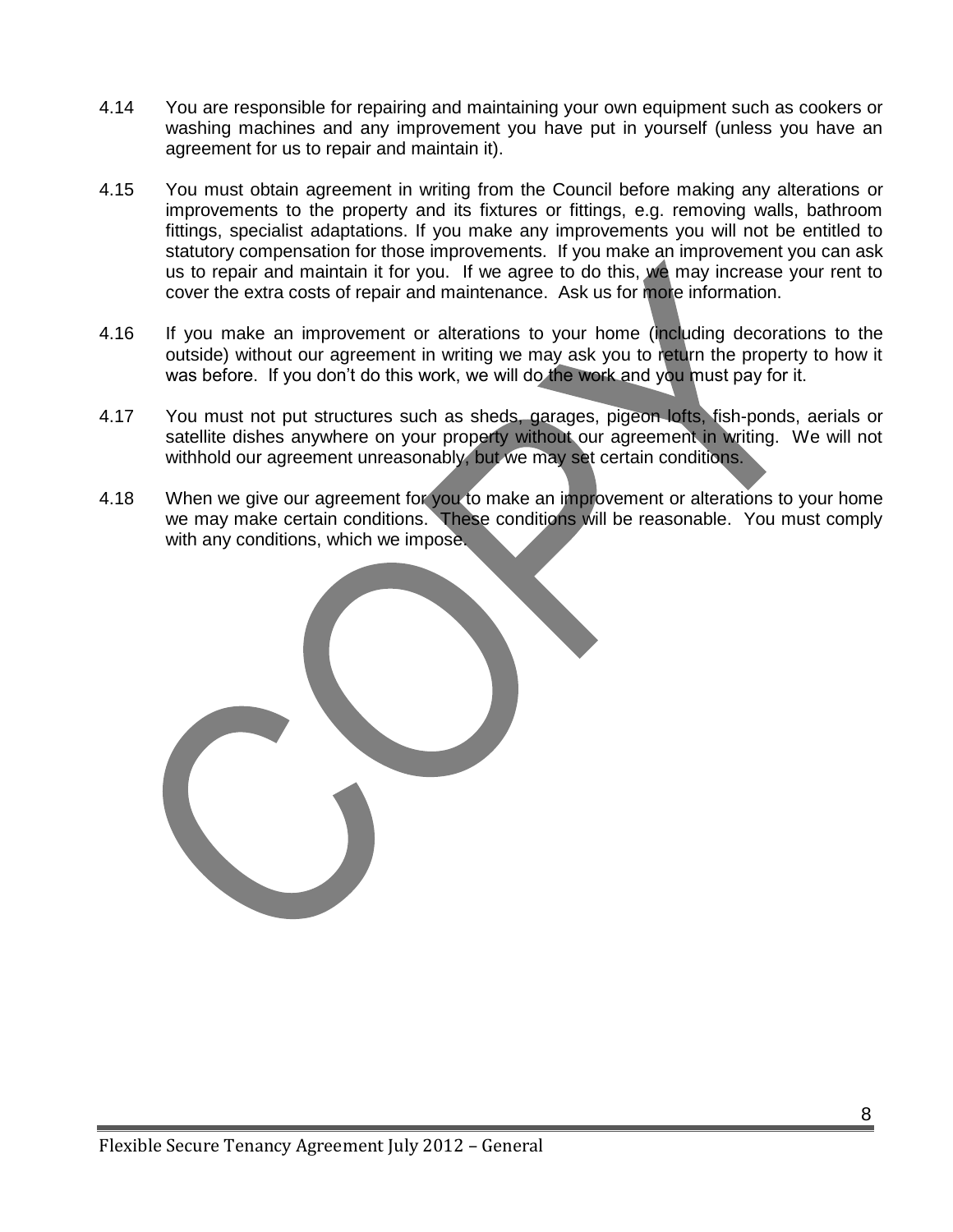4.14 You are responsible for repairing and maintaining your own equipment such as cookers or washing machines and any improvement you have put in yourself (unless you have an agreement for us to repair and maintain it).

4.15 You must obtain agreement in writing from the Council before making any alterations or improvements to the property and its fixtures or fittings, e.g. removing walls, bathroom fittings, specialist adaptations. If you make any improvements you will not be entitled to statutory compensation for those improvements. If you make an improvement you can ask us to repair and maintain it for you. If we agree to do this, we may increase your rent to cover the extra costs of repair and maintenance. Ask us for more information.

4.16 If you make an improvement or alterations to your home (including decorations to the outside) without our agreement in writing we may ask you to return the property to how it was before. If you don't do this work, we will do the work and you must pay for it.

4.17 You must not put structures such as sheds, garages, pigeon lofts, fish-ponds, aerials or satellite dishes anywhere on your property without our agreement in writing. We will not withhold our agreement unreasonably, but we may set certain conditions.

4.18 When we give our agreement for you to make an improvement or alterations to your home we may make certain conditions. These conditions will be reasonable. You must comply with any conditions, which we impose.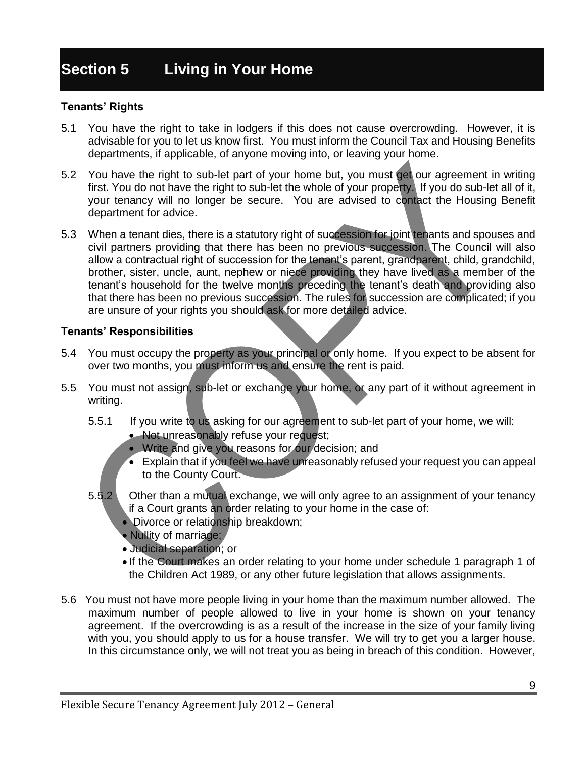# Section 5 Living in Your Home

**Tenants' Rights**

5.1 You have the right to take in lodgers if this does not cause overcrowding. However, it is advisable for you to let us know first. You must inform the Council Tax and Housing Benefits departments, if applicable, of anyone moving into, or leaving your home.

5.2 You have the right to sub-let part of your home but, you must get our agreement in writing first. You do not have the right to sub-let the whole of your property. If you do sub-let all of it, your tenancy will no longer be secure. You are advised to contact the Housing Benefit department for advice.

5.3 When a tenant dies, there is a statutory right of succession for joint tenants and spouses and civil partners providing that there has been no previous succession. The Council will also allow a contractual right of succession for the tenant's parent, grandparent, child, grandchild, brother, sister, uncle, aunt, nephew or niece providing they have lived as a member of the tenant's household for the twelve months preceding the tenant's death and providing also that there has been no previous succession. The rules for succession are complicated; if you are unsure of your rights you should ask for more detailed advice.

**Tenants' Responsibilities**

5.4 You must occupy the property as your principal or only home. If you expect to be absent for over two months, you must inform us and ensure the rent is paid.

5.5 You must not assign, sub-let or exchange your home, or any part of it without agreement in writing.

5.5.1 If you write to us asking for our agreement to sub-let part of your home, we will:

- Not unreasonably refuse your request;
- Write and give you reasons for our decision; and
- Explain that if you feel we have unreasonably refused your request you can appeal to the County Court.

5.5.2 Other than a mutual exchange, we will only agree to an assignment of your tenancy if a Court grants an order relating to your home in the case of:

- Divorce or relationship breakdown;
- Nullity of marriage;
- Judicial separation; or
- If the Court makes an order relating to your home under schedule 1 paragraph 1 of the Children Act 1989, or any other future legislation that allows assignments.

5.6 You must not have more people living in your home than the maximum number allowed. The maximum number of people allowed to live in your home is shown on your tenancy agreement. If the overcrowding is as a result of the increase in the size of your family living with you, you should apply to us for a house transfer. We will try to get you a larger house. In this circumstance only, we will not treat you as being in breach of this condition. However,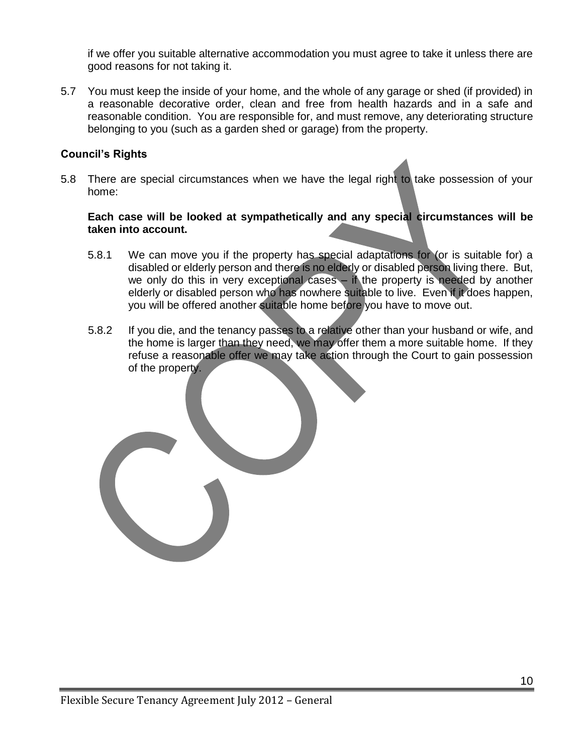if we offer you suitable alternative accommodation you must agree to take it unless there are good reasons for not taking it.

5.7 You must keep the inside of your home, and the whole of any garage or shed (if provided) in a reasonable decorative order, clean and free from health hazards and in a safe and reasonable condition. You are responsible for, and must remove, any deteriorating structure belonging to you (such as a garden shed or garage) from the property.

**Council's Rights**

5.8 There are special circumstances when we have the legal right to take possession of your home:

**Each case will be looked at sympathetically and any special circumstances will be taken into account.**

5.8.1 We can move you if the property has special adaptations for (or is suitable for) a disabled or elderly person and there is no elderly or disabled person living there. But, we only do this in very exceptional cases – if the property is needed by another elderly or disabled person who has nowhere suitable to live. Even if it does happen, you will be offered another suitable home before you have to move out.

5.8.2 If you die, and the tenancy passes to a relative other than your husband or wife, and the home is larger than they need, we may offer them a more suitable home. If they refuse a reasonable offer we may take action through the Court to gain possession of the property.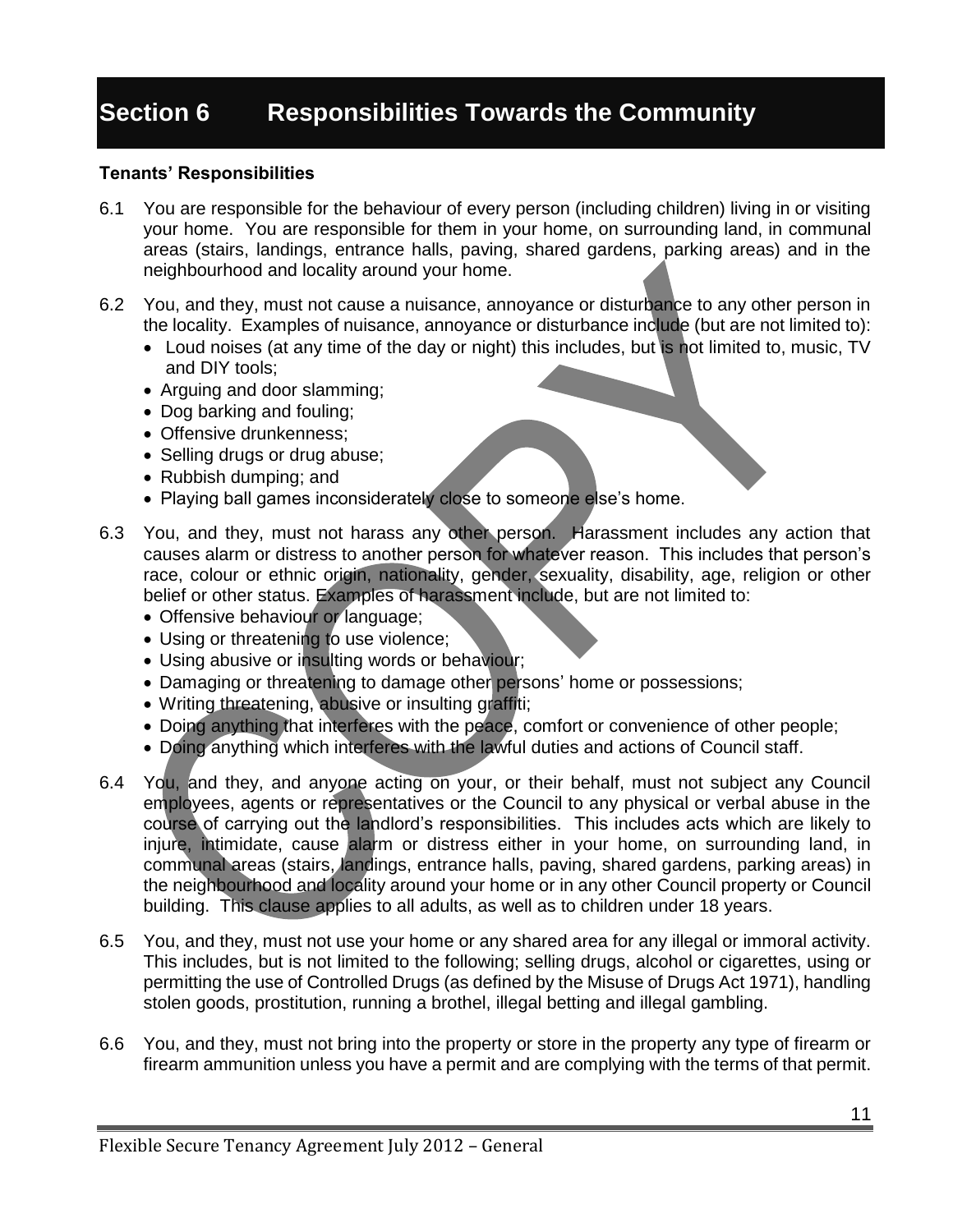# Section 6 Responsibilities Towards the Community

**Tenants' Responsibilities**

6.1 You are responsible for the behaviour of every person (including children) living in or visiting your home. You are responsible for them in your home, on surrounding land, in communal areas (stairs, landings, entrance halls, paving, shared gardens, parking areas) and in the neighbourhood and locality around your home.

6.2 You, and they, must not cause a nuisance, annoyance or disturbance to any other person in the locality. Examples of nuisance, annoyance or disturbance include (but are not limited to):

- Loud noises (at any time of the day or night) this includes, but is not limited to, music, TV and DIY tools;
- Arguing and door slamming;
- Dog barking and fouling;
- Offensive drunkenness;
- Selling drugs or drug abuse;
- Rubbish dumping; and
- Playing ball games inconsiderately close to someone else's home.

6.3 You, and they, must not harass any other person. Harassment includes any action that causes alarm or distress to another person for whatever reason. This includes that person's race, colour or ethnic origin, nationality, gender, sexuality, disability, age, religion or other belief or other status. Examples of harassment include, but are not limited to:

- Offensive behaviour or language;
- Using or threatening to use violence;
- Using abusive or insulting words or behaviour;
- Damaging or threatening to damage other persons' home or possessions;
- Writing threatening, abusive or insulting graffiti;
- Doing anything that interferes with the peace, comfort or convenience of other people;
- Doing anything which interferes with the lawful duties and actions of Council staff.

6.4 You, and they, and anyone acting on your, or their behalf, must not subject any Council employees, agents or representatives or the Council to any physical or verbal abuse in the course of carrying out the landlord's responsibilities. This includes acts which are likely to injure, intimidate, cause alarm or distress either in your home, on surrounding land, in communal areas (stairs, landings, entrance halls, paving, shared gardens, parking areas) in the neighbourhood and locality around your home or in any other Council property or Council building. This clause applies to all adults, as well as to children under 18 years.

6.5 You, and they, must not use your home or any shared area for any illegal or immoral activity. This includes, but is not limited to the following; selling drugs, alcohol or cigarettes, using or permitting the use of Controlled Drugs (as defined by the Misuse of Drugs Act 1971), handling stolen goods, prostitution, running a brothel, illegal betting and illegal gambling.

6.6 You, and they, must not bring into the property or store in the property any type of firearm or firearm ammunition unless you have a permit and are complying with the terms of that permit.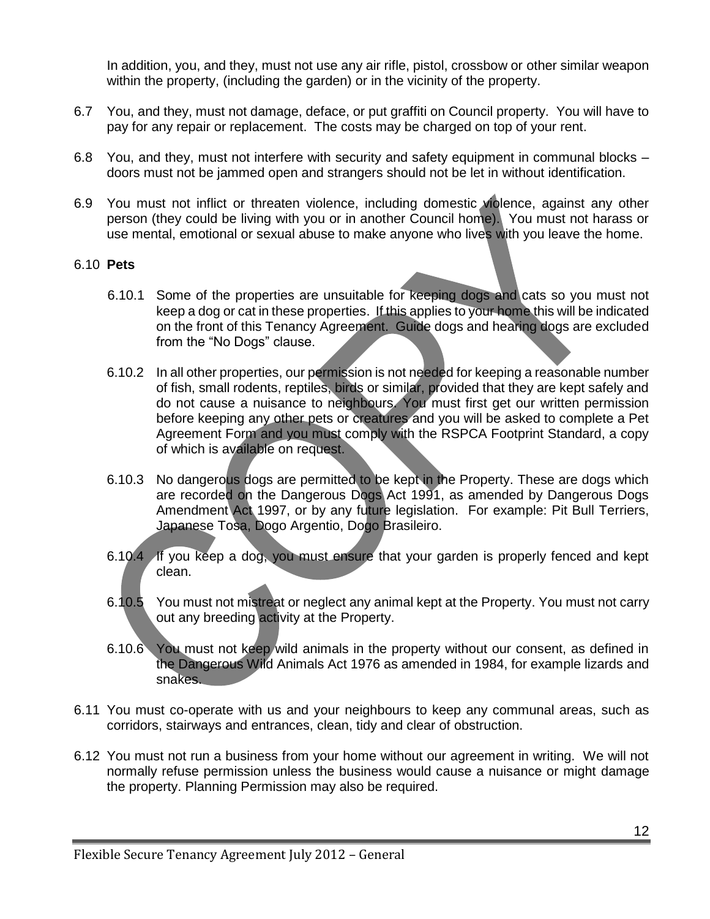In addition, you, and they, must not use any air rifle, pistol, crossbow or other similar weapon within the property, (including the garden) or in the vicinity of the property.

6.7 You, and they, must not damage, deface, or put graffiti on Council property. You will have to pay for any repair or replacement. The costs may be charged on top of your rent.

6.8 You, and they, must not interfere with security and safety equipment in communal blocks – doors must not be jammed open and strangers should not be let in without identification.

6.9 You must not inflict or threaten violence, including domestic violence, against any other person (they could be living with you or in another Council home). You must not harass or use mental, emotional or sexual abuse to make anyone who lives with you leave the home.

6.10 **Pets**

6.10.1 Some of the properties are unsuitable for keeping dogs and cats so you must not keep a dog or cat in these properties. If this applies to your home this will be indicated on the front of this Tenancy Agreement. Guide dogs and hearing dogs are excluded from the "No Dogs" clause.

6.10.2 In all other properties, our permission is not needed for keeping a reasonable number of fish, small rodents, reptiles, birds or similar, provided that they are kept safely and do not cause a nuisance to neighbours. You must first get our written permission before keeping any other pets or creatures and you will be asked to complete a Pet Agreement Form and you must comply with the RSPCA Footprint Standard, a copy of which is available on request.

6.10.3 No dangerous dogs are permitted to be kept in the Property. These are dogs which are recorded on the Dangerous Dogs Act 1991, as amended by Dangerous Dogs Amendment Act 1997, or by any future legislation. For example: Pit Bull Terriers, Japanese Tosa, Dogo Argentio, Dogo Brasileiro.

6.10.4 If you keep a dog, you must ensure that your garden is properly fenced and kept clean.

6.10.5 You must not mistreat or neglect any animal kept at the Property. You must not carry out any breeding activity at the Property.

6.10.6 You must not keep wild animals in the property without our consent, as defined in the Dangerous Wild Animals Act 1976 as amended in 1984, for example lizards and snakes.

6.11 You must co-operate with us and your neighbours to keep any communal areas, such as corridors, stairways and entrances, clean, tidy and clear of obstruction.

6.12 You must not run a business from your home without our agreement in writing. We will not normally refuse permission unless the business would cause a nuisance or might damage the property. Planning Permission may also be required.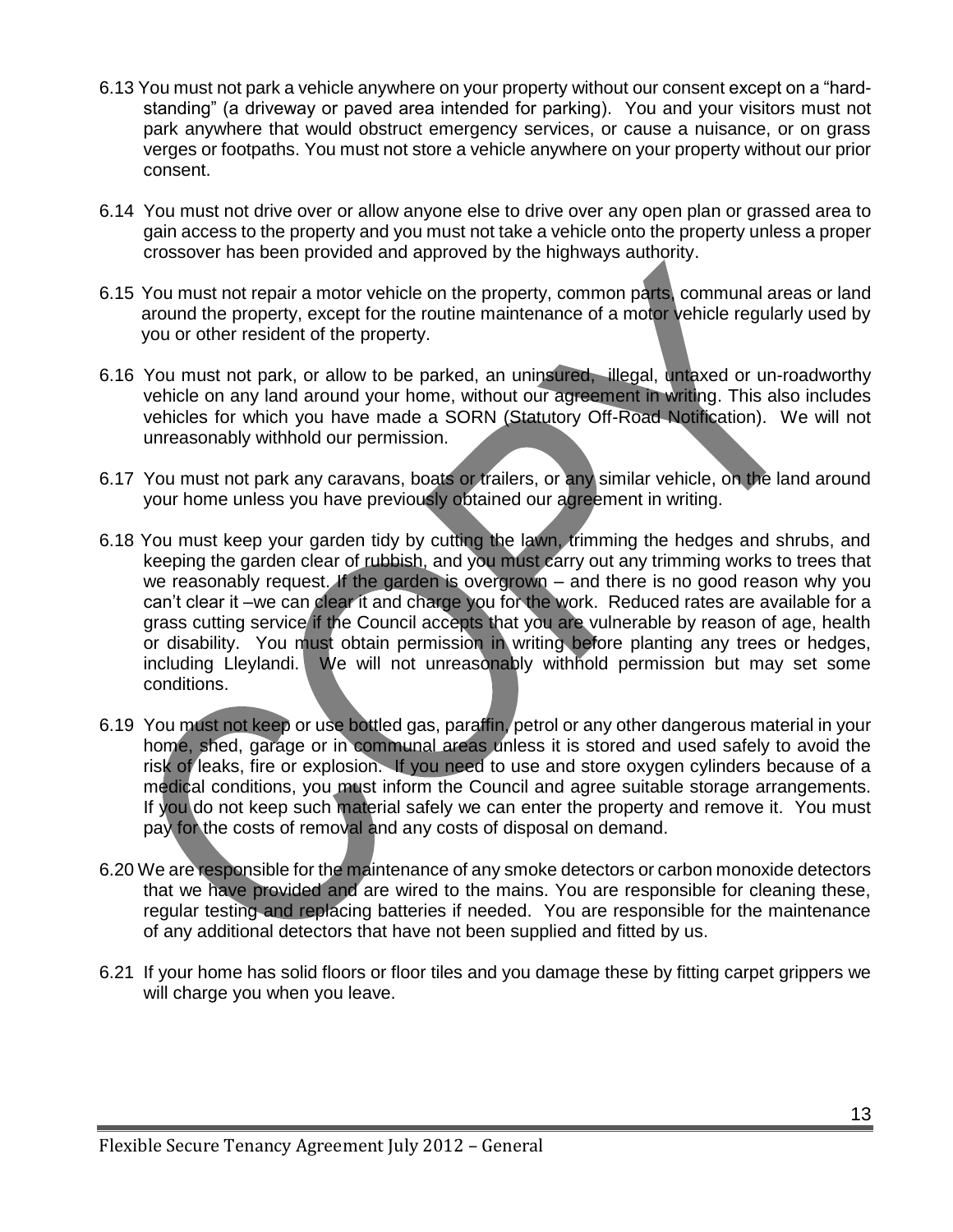6.13 You must not park a vehicle anywhere on your property without our consent except on a "hard-standing" (a driveway or paved area intended for parking). You and your visitors must not park anywhere that would obstruct emergency services, or cause a nuisance, or on grass verges or footpaths. You must not store a vehicle anywhere on your property without our prior consent.

6.14 You must not drive over or allow anyone else to drive over any open plan or grassed area to gain access to the property and you must not take a vehicle onto the property unless a proper crossover has been provided and approved by the highways authority.

6.15 You must not repair a motor vehicle on the property, common parts, communal areas or land around the property, except for the routine maintenance of a motor vehicle regularly used by you or other resident of the property.

6.16 You must not park, or allow to be parked, an uninsured, illegal, untaxed or un-roadworthy vehicle on any land around your home, without our agreement in writing. This also includes vehicles for which you have made a SORN (Statutory Off-Road Notification). We will not unreasonably withhold our permission.

6.17 You must not park any caravans, boats or trailers, or any similar vehicle, on the land around your home unless you have previously obtained our agreement in writing.

6.18 You must keep your garden tidy by cutting the lawn, trimming the hedges and shrubs, and keeping the garden clear of rubbish, and you must carry out any trimming works to trees that we reasonably request. If the garden is overgrown – and there is no good reason why you can't clear it –we can clear it and charge you for the work. Reduced rates are available for a grass cutting service if the Council accepts that you are vulnerable by reason of age, health or disability. You must obtain permission in writing before planting any trees or hedges, including Lleylandi. We will not unreasonably withhold permission but may set some conditions.

6.19 You must not keep or use bottled gas, paraffin, petrol or any other dangerous material in your home, shed, garage or in communal areas unless it is stored and used safely to avoid the risk of leaks, fire or explosion. If you need to use and store oxygen cylinders because of a medical conditions, you must inform the Council and agree suitable storage arrangements. If you do not keep such material safely we can enter the property and remove it. You must pay for the costs of removal and any costs of disposal on demand.

6.20 We are responsible for the maintenance of any smoke detectors or carbon monoxide detectors that we have provided and are wired to the mains. You are responsible for cleaning these, regular testing and replacing batteries if needed. You are responsible for the maintenance of any additional detectors that have not been supplied and fitted by us.

6.21 If your home has solid floors or floor tiles and you damage these by fitting carpet grippers we will charge you when you leave.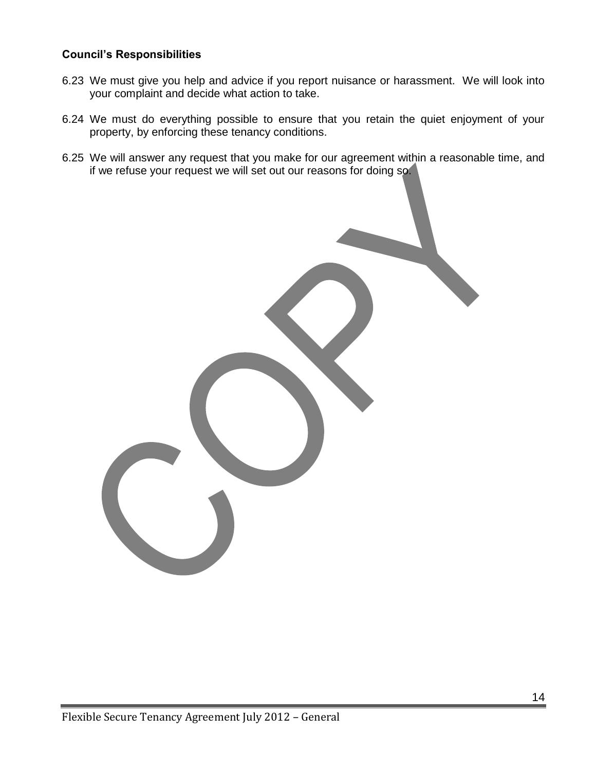**Council's Responsibilities**

6.23 We must give you help and advice if you report nuisance or harassment. We will look into your complaint and decide what action to take.

6.24 We must do everything possible to ensure that you retain the quiet enjoyment of your property, by enforcing these tenancy conditions.

6.25 We will answer any request that you make for our agreement within a reasonable time, and if we refuse your request we will set out our reasons for doing so.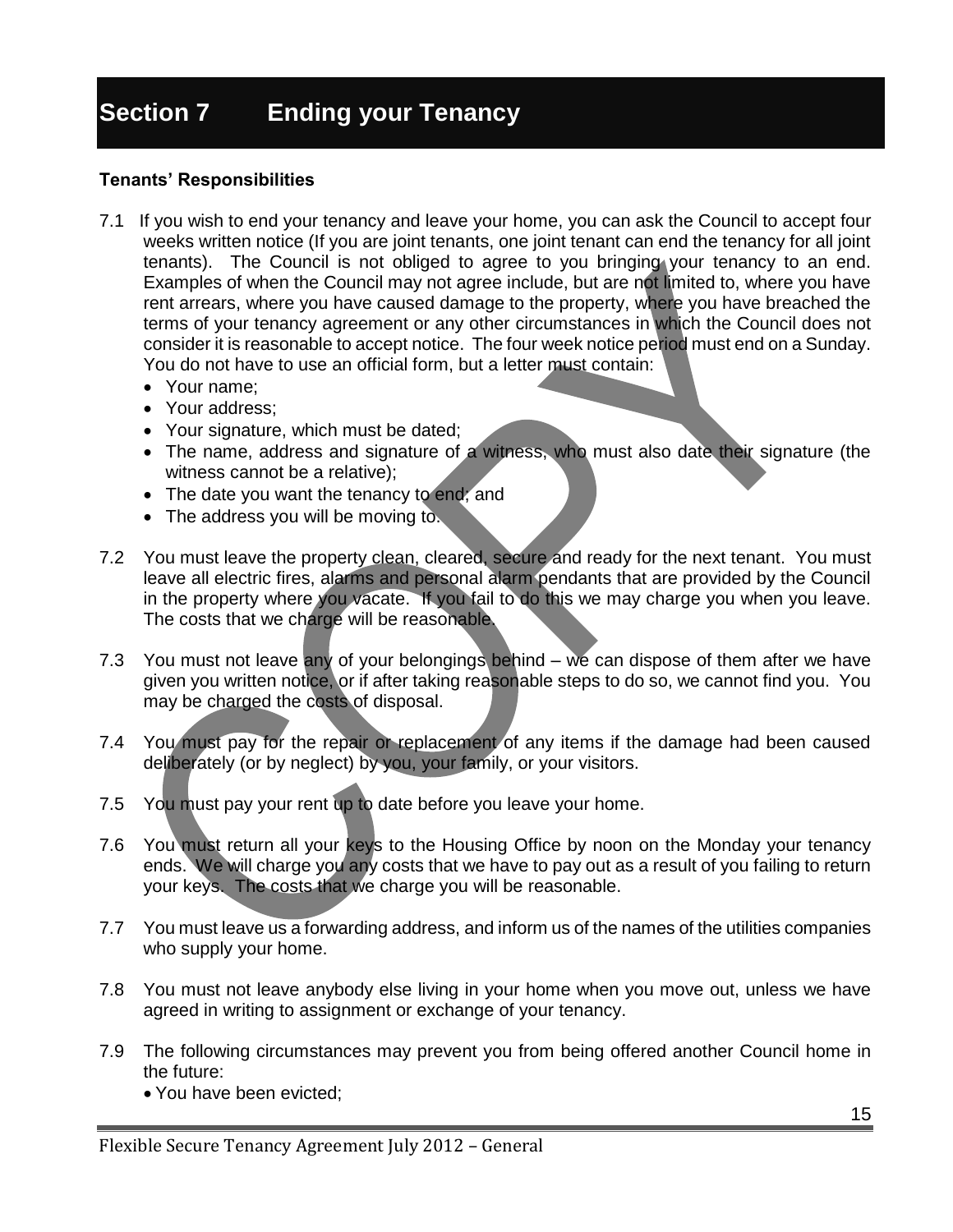# Section 7 Ending your Tenancy

**Tenants' Responsibilities**

7.1 If you wish to end your tenancy and leave your home, you can ask the Council to accept four weeks written notice (If you are joint tenants, one joint tenant can end the tenancy for all joint tenants). The Council is not obliged to agree to you bringing your tenancy to an end. Examples of when the Council may not agree include, but are not limited to, where you have rent arrears, where you have caused damage to the property, where you have breached the terms of your tenancy agreement or any other circumstances in which the Council does not consider it is reasonable to accept notice. The four week notice period must end on a Sunday. You do not have to use an official form, but a letter must contain:

- Your name;
- Your address;
- Your signature, which must be dated;
- The name, address and signature of a witness, who must also date their signature (the witness cannot be a relative);
- The date you want the tenancy to end; and
- The address you will be moving to.

7.2 You must leave the property clean, cleared, secure and ready for the next tenant. You must leave all electric fires, alarms and personal alarm pendants that are provided by the Council in the property where you vacate. If you fail to do this we may charge you when you leave. The costs that we charge will be reasonable.

7.3 You must not leave any of your belongings behind – we can dispose of them after we have given you written notice, or if after taking reasonable steps to do so, we cannot find you. You may be charged the costs of disposal.

7.4 You must pay for the repair or replacement of any items if the damage had been caused deliberately (or by neglect) by you, your family, or your visitors.

7.5 You must pay your rent up to date before you leave your home.

7.6 You must return all your keys to the Housing Office by noon on the Monday your tenancy ends. We will charge you any costs that we have to pay out as a result of you failing to return your keys. The costs that we charge you will be reasonable.

7.7 You must leave us a forwarding address, and inform us of the names of the utilities companies who supply your home.

7.8 You must not leave anybody else living in your home when you move out, unless we have agreed in writing to assignment or exchange of your tenancy.

7.9 The following circumstances may prevent you from being offered another Council home in the future:

- You have been evicted;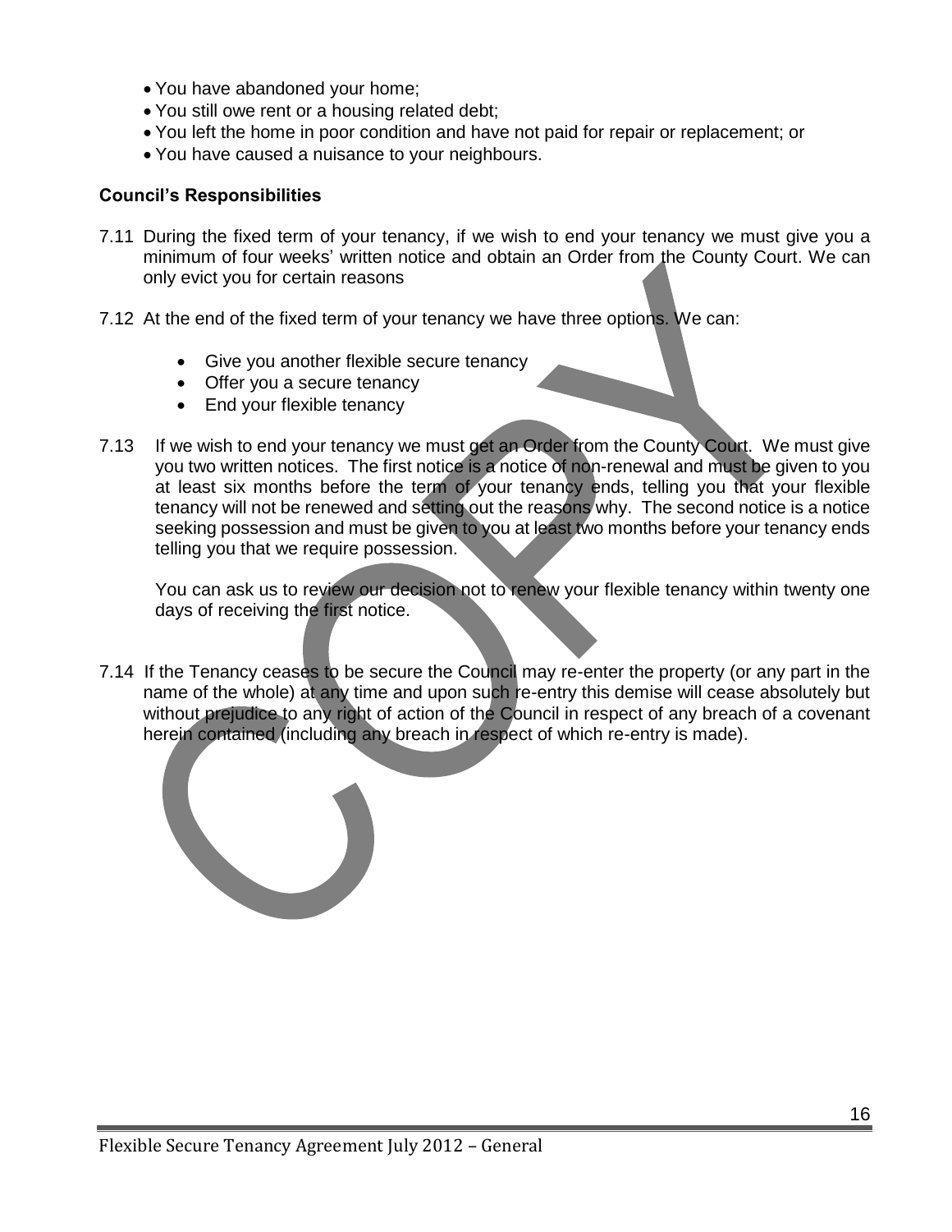- You have abandoned your home;
- You still owe rent or a housing related debt;
- You left the home in poor condition and have not paid for repair or replacement; or
- You have caused a nuisance to your neighbours.

**Council's Responsibilities**

7.11 During the fixed term of your tenancy, if we wish to end your tenancy we must give you a minimum of four weeks' written notice and obtain an Order from the County Court. We can only evict you for certain reasons

7.12 At the end of the fixed term of your tenancy we have three options. We can:

- Give you another flexible secure tenancy
- Offer you a secure tenancy
- End your flexible tenancy

7.13 If we wish to end your tenancy we must get an Order from the County Court. We must give you two written notices. The first notice is a notice of non-renewal and must be given to you at least six months before the term of your tenancy ends, telling you that your flexible tenancy will not be renewed and setting out the reasons why. The second notice is a notice seeking possession and must be given to you at least two months before your tenancy ends telling you that we require possession.

You can ask us to review our decision not to renew your flexible tenancy within twenty one days of receiving the first notice.

7.14 If the Tenancy ceases to be secure the Council may re-enter the property (or any part in the name of the whole) at any time and upon such re-entry this demise will cease absolutely but without prejudice to any right of action of the Council in respect of any breach of a covenant herein contained (including any breach in respect of which re-entry is made).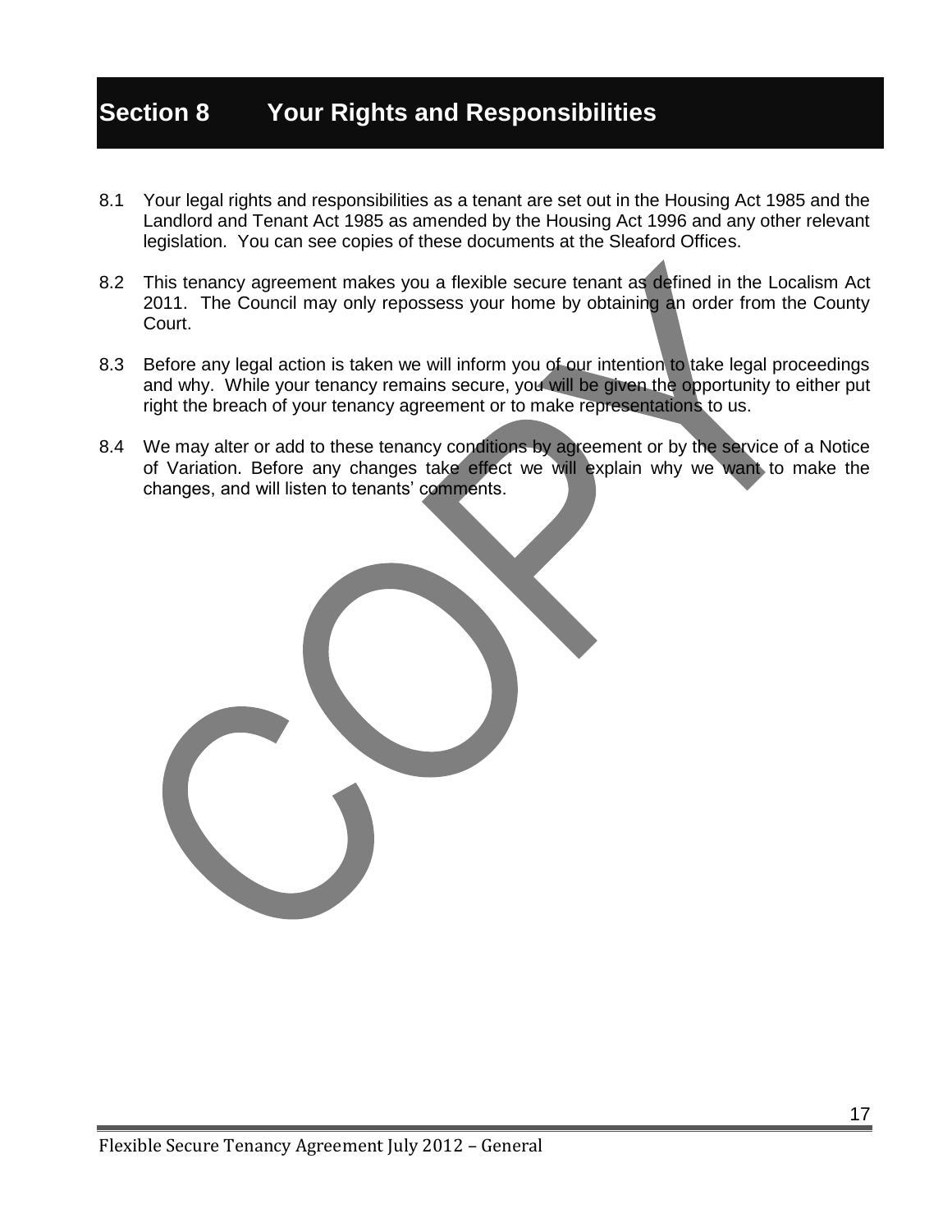# Section 8 Your Rights and Responsibilities

8.1 Your legal rights and responsibilities as a tenant are set out in the Housing Act 1985 and the Landlord and Tenant Act 1985 as amended by the Housing Act 1996 and any other relevant legislation. You can see copies of these documents at the Sleaford Offices.

8.2 This tenancy agreement makes you a flexible secure tenant as defined in the Localism Act 2011. The Council may only repossess your home by obtaining an order from the County Court.

8.3 Before any legal action is taken we will inform you of our intention to take legal proceedings and why. While your tenancy remains secure, you will be given the opportunity to either put right the breach of your tenancy agreement or to make representations to us.

8.4 We may alter or add to these tenancy conditions by agreement or by the service of a Notice of Variation. Before any changes take effect we will explain why we want to make the changes, and will listen to tenants' comments.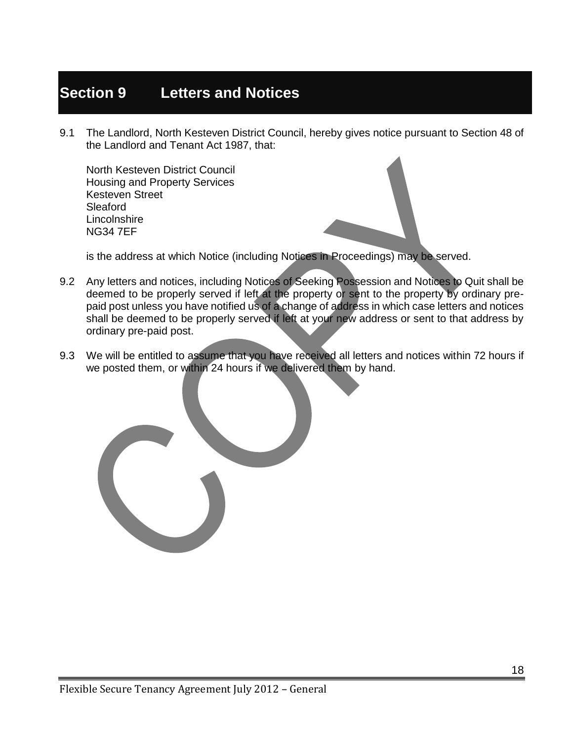# Section 9 Letters and Notices

9.1 The Landlord, North Kesteven District Council, hereby gives notice pursuant to Section 48 of the Landlord and Tenant Act 1987, that:

North Kesteven District Council
Housing and Property Services
Kesteven Street
Sleaford
Lincolnshire
NG34 7EF

is the address at which Notice (including Notices in Proceedings) may be served.

9.2 Any letters and notices, including Notices of Seeking Possession and Notices to Quit shall be deemed to be properly served if left at the property or sent to the property by ordinary pre-paid post unless you have notified us of a change of address in which case letters and notices shall be deemed to be properly served if left at your new address or sent to that address by ordinary pre-paid post.

9.3 We will be entitled to assume that you have received all letters and notices within 72 hours if we posted them, or within 24 hours if we delivered them by hand.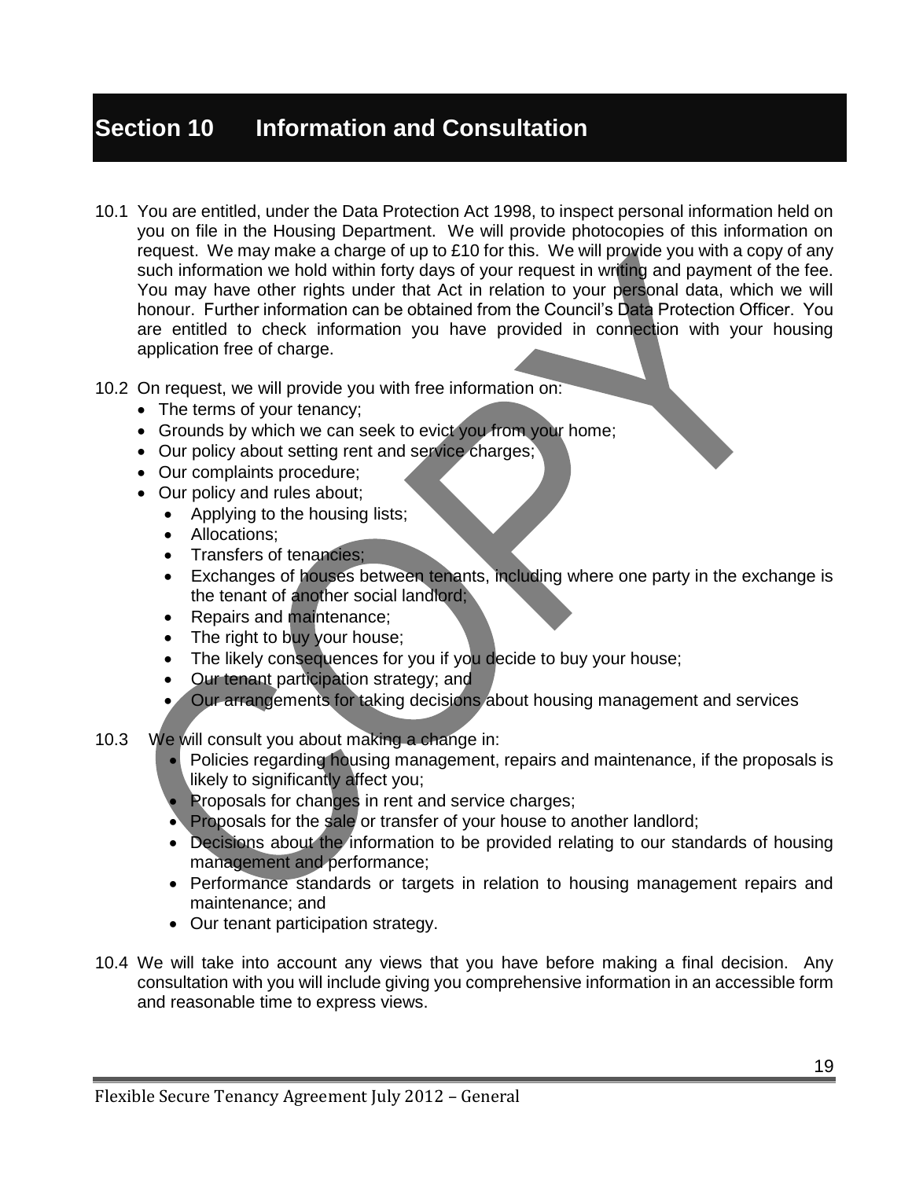# Section 10 Information and Consultation

10.1 You are entitled, under the Data Protection Act 1998, to inspect personal information held on you on file in the Housing Department. We will provide photocopies of this information on request. We may make a charge of up to £10 for this. We will provide you with a copy of any such information we hold within forty days of your request in writing and payment of the fee. You may have other rights under that Act in relation to your personal data, which we will honour. Further information can be obtained from the Council's Data Protection Officer. You are entitled to check information you have provided in connection with your housing application free of charge.

10.2 On request, we will provide you with free information on:

- The terms of your tenancy;
- Grounds by which we can seek to evict you from your home;
- Our policy about setting rent and service charges;
- Our complaints procedure;
- Our policy and rules about;
  - Applying to the housing lists;
  - Allocations;
  - Transfers of tenancies;
  - Exchanges of houses between tenants, including where one party in the exchange is the tenant of another social landlord;
  - Repairs and maintenance;
  - The right to buy your house;
  - The likely consequences for you if you decide to buy your house;
  - Our tenant participation strategy; and
  - Our arrangements for taking decisions about housing management and services

10.3 We will consult you about making a change in:

- Policies regarding housing management, repairs and maintenance, if the proposals is likely to significantly affect you;
- Proposals for changes in rent and service charges;
- Proposals for the sale or transfer of your house to another landlord;
- Decisions about the information to be provided relating to our standards of housing management and performance;
- Performance standards or targets in relation to housing management repairs and maintenance; and
- Our tenant participation strategy.

10.4 We will take into account any views that you have before making a final decision. Any consultation with you will include giving you comprehensive information in an accessible form and reasonable time to express views.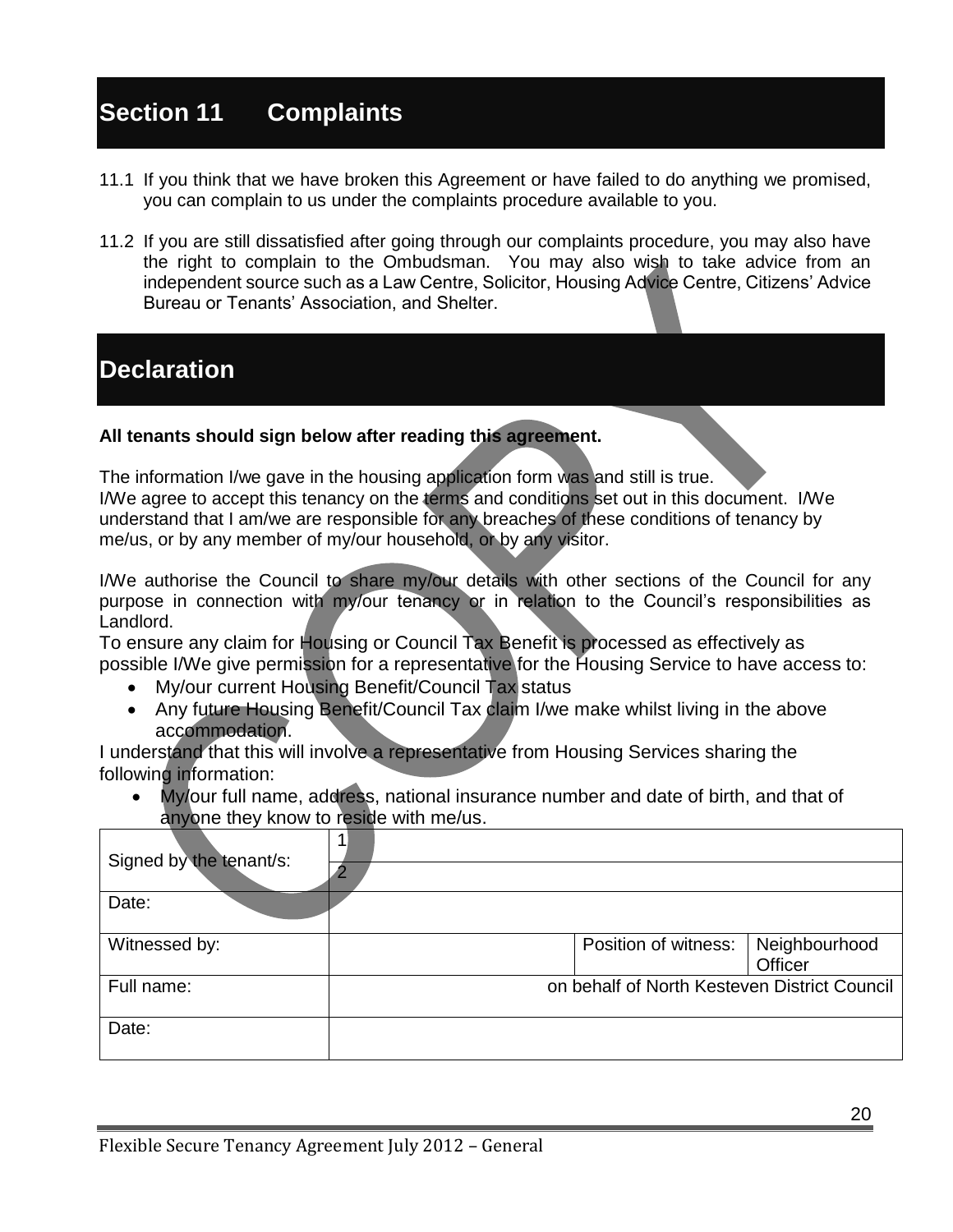## Section 11 Complaints

11.1 If you think that we have broken this Agreement or have failed to do anything we promised, you can complain to us under the complaints procedure available to you.

11.2 If you are still dissatisfied after going through our complaints procedure, you may also have the right to complain to the Ombudsman. You may also wish to take advice from an independent source such as a Law Centre, Solicitor, Housing Advice Centre, Citizens' Advice Bureau or Tenants' Association, and Shelter.

## Declaration

**All tenants should sign below after reading this agreement.**

The information I/we gave in the housing application form was and still is true.
I/We agree to accept this tenancy on the terms and conditions set out in this document. I/We understand that I am/we are responsible for any breaches of these conditions of tenancy by me/us, or by any member of my/our household, or by any visitor.

I/We authorise the Council to share my/our details with other sections of the Council for any purpose in connection with my/our tenancy or in relation to the Council's responsibilities as Landlord.
To ensure any claim for Housing or Council Tax Benefit is processed as effectively as possible I/We give permission for a representative for the Housing Service to have access to:

- My/our current Housing Benefit/Council Tax status
- Any future Housing Benefit/Council Tax claim I/we make whilst living in the above accommodation.

I understand that this will involve a representative from Housing Services sharing the following information:

- My/our full name, address, national insurance number and date of birth, and that of anyone they know to reside with me/us.

| | | | |
|---|---|---|---|
| Signed by the tenant/s: | 1 | | |
| | 2 | | |
| Date: | | | |
| Witnessed by: | | Position of witness: | Neighbourhood Officer |
| Full name: | on behalf of North Kesteven District Council | | |
| Date: | | | |